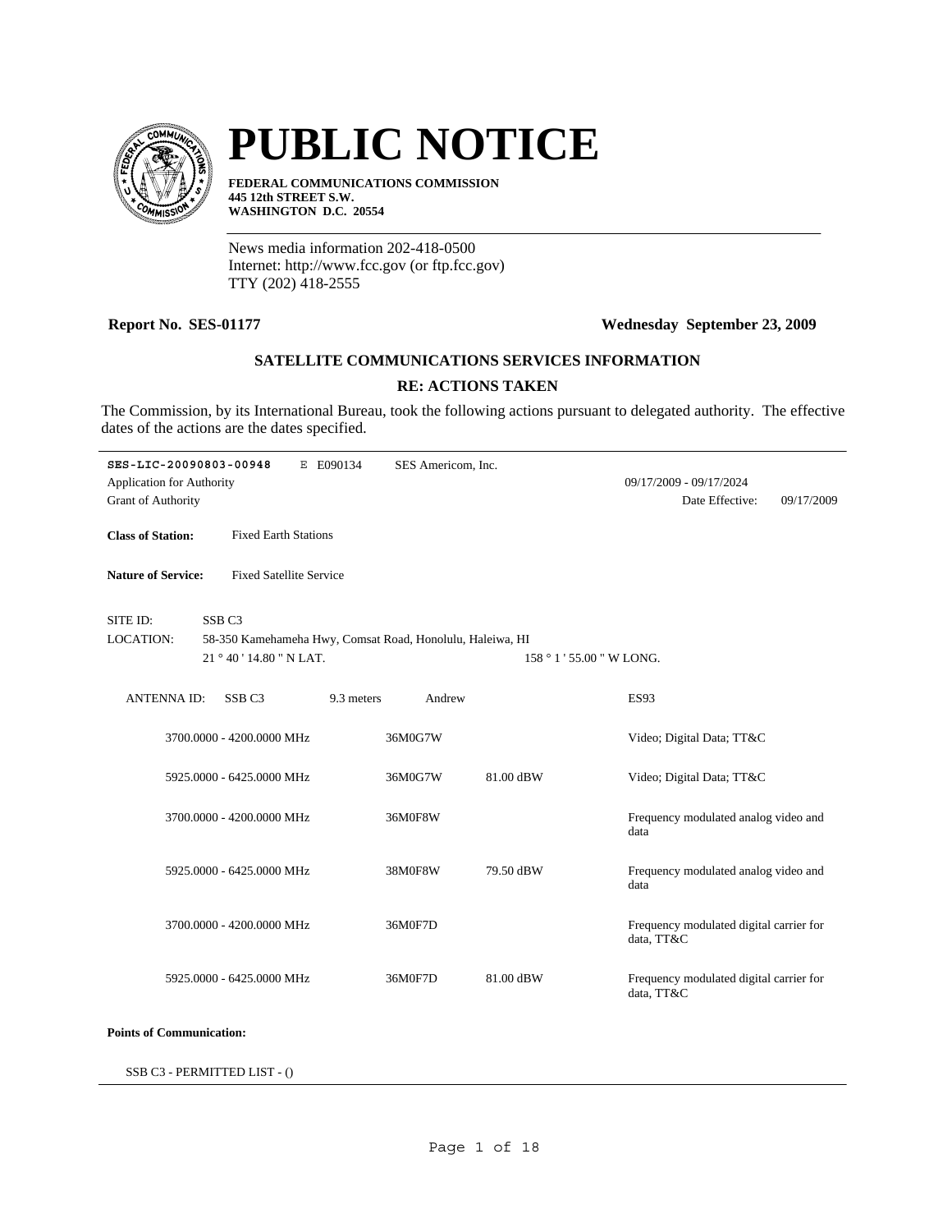# PUBLIC NOTICE

**FEDERAL COMMUNICATIONS COMMISSION**
**445 12th STREET S.W.**
**WASHINGTON D.C. 20554**

News media information 202-418-0500
Internet: http://www.fcc.gov (or ftp.fcc.gov)
TTY (202) 418-2555

**Report No. SES-01177** **Wednesday September 23, 2009**

### SATELLITE COMMUNICATIONS SERVICES INFORMATION

### RE: ACTIONS TAKEN

The Commission, by its International Bureau, took the following actions pursuant to delegated authority. The effective dates of the actions are the dates specified.

---

**SES-LIC-20090803-00948** E E090134 SES Americom, Inc.

Application for Authority 09/17/2009 - 09/17/2024

Grant of Authority Date Effective: 09/17/2009

**Class of Station:** Fixed Earth Stations

**Nature of Service:** Fixed Satellite Service

SITE ID: SSB C3

LOCATION: 58-350 Kamehameha Hwy, Comsat Road, Honolulu, Haleiwa, HI

21 ° 40 ' 14.80 " N LAT. 158 ° 1 ' 55.00 " W LONG.

ANTENNA ID: SSB C3 9.3 meters Andrew ES93

| Frequency | Emission | EIRP | Description |
|---|---|---|---|
| 3700.0000 - 4200.0000 MHz | 36M0G7W | | Video; Digital Data; TT&C |
| 5925.0000 - 6425.0000 MHz | 36M0G7W | 81.00 dBW | Video; Digital Data; TT&C |
| 3700.0000 - 4200.0000 MHz | 36M0F8W | | Frequency modulated analog video and data |
| 5925.0000 - 6425.0000 MHz | 38M0F8W | 79.50 dBW | Frequency modulated analog video and data |
| 3700.0000 - 4200.0000 MHz | 36M0F7D | | Frequency modulated digital carrier for data, TT&C |
| 5925.0000 - 6425.0000 MHz | 36M0F7D | 81.00 dBW | Frequency modulated digital carrier for data, TT&C |

**Points of Communication:**

SSB C3 - PERMITTED LIST - ()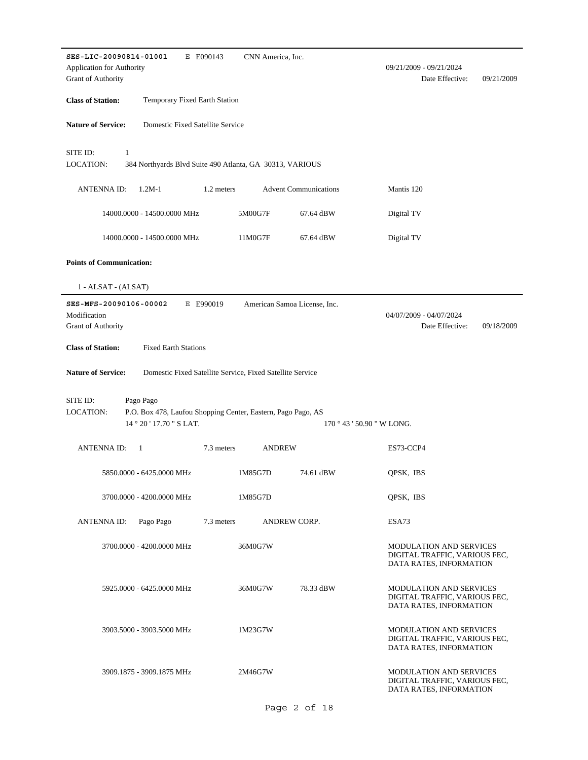---

**SES-LIC-20090814-01001** E E090143 CNN America, Inc.

Application for Authority 09/21/2009 - 09/21/2024

Grant of Authority Date Effective: 09/21/2009

**Class of Station:** Temporary Fixed Earth Station

**Nature of Service:** Domestic Fixed Satellite Service

SITE ID: 1

LOCATION: 384 Northyards Blvd Suite 490 Atlanta, GA 30313, VARIOUS

ANTENNA ID: 1.2M-1 1.2 meters Advent Communications Mantis 120

| | | | |
|---|---|---|---|
| 14000.0000 - 14500.0000 MHz | 5M00G7F | 67.64 dBW | Digital TV |
| 14000.0000 - 14500.0000 MHz | 11M0G7F | 67.64 dBW | Digital TV |

**Points of Communication:**

1 - ALSAT - (ALSAT)

---

**SES-MFS-20090106-00002** E E990019 American Samoa License, Inc.

Modification 04/07/2009 - 04/07/2024

Grant of Authority Date Effective: 09/18/2009

**Class of Station:** Fixed Earth Stations

**Nature of Service:** Domestic Fixed Satellite Service, Fixed Satellite Service

SITE ID: Pago Pago

LOCATION: P.O. Box 478, Laufou Shopping Center, Eastern, Pago Pago, AS
14 ° 20 ' 17.70 " S LAT. 170 ° 43 ' 50.90 " W LONG.

ANTENNA ID: 1 7.3 meters ANDREW ES73-CCP4

| | | | |
|---|---|---|---|
| 5850.0000 - 6425.0000 MHz | 1M85G7D | 74.61 dBW | QPSK, IBS |
| 3700.0000 - 4200.0000 MHz | 1M85G7D | | QPSK, IBS |

ANTENNA ID: Pago Pago 7.3 meters ANDREW CORP. ESA73

| | | | |
|---|---|---|---|
| 3700.0000 - 4200.0000 MHz | 36M0G7W | | MODULATION AND SERVICES DIGITAL TRAFFIC, VARIOUS FEC, DATA RATES, INFORMATION |
| 5925.0000 - 6425.0000 MHz | 36M0G7W | 78.33 dBW | MODULATION AND SERVICES DIGITAL TRAFFIC, VARIOUS FEC, DATA RATES, INFORMATION |
| 3903.5000 - 3903.5000 MHz | 1M23G7W | | MODULATION AND SERVICES DIGITAL TRAFFIC, VARIOUS FEC, DATA RATES, INFORMATION |
| 3909.1875 - 3909.1875 MHz | 2M46G7W | | MODULATION AND SERVICES DIGITAL TRAFFIC, VARIOUS FEC, DATA RATES, INFORMATION |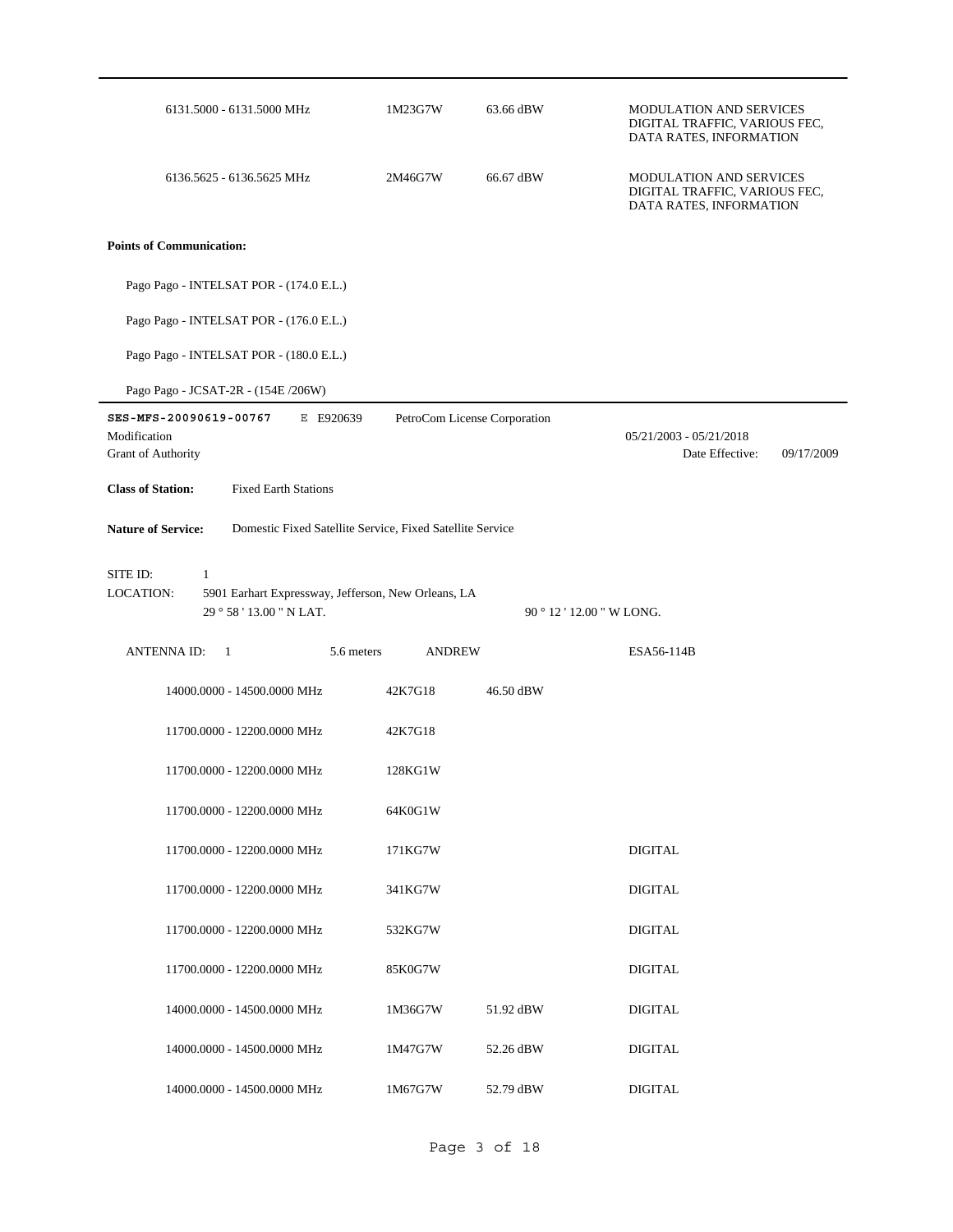| | | | |
|---|---|---|---|
| 6131.5000 - 6131.5000 MHz | 1M23G7W | 63.66 dBW | MODULATION AND SERVICES DIGITAL TRAFFIC, VARIOUS FEC, DATA RATES, INFORMATION |
| 6136.5625 - 6136.5625 MHz | 2M46G7W | 66.67 dBW | MODULATION AND SERVICES DIGITAL TRAFFIC, VARIOUS FEC, DATA RATES, INFORMATION |

**Points of Communication:**

Pago Pago - INTELSAT POR - (174.0 E.L.)

Pago Pago - INTELSAT POR - (176.0 E.L.)

Pago Pago - INTELSAT POR - (180.0 E.L.)

Pago Pago - JCSAT-2R - (154E /206W)

---

**SES-MFS-20090619-00767** E E920639 PetroCom License Corporation

Modification 05/21/2003 - 05/21/2018

Grant of Authority Date Effective: 09/17/2009

**Class of Station:** Fixed Earth Stations

**Nature of Service:** Domestic Fixed Satellite Service, Fixed Satellite Service

SITE ID: 1

LOCATION: 5901 Earhart Expressway, Jefferson, New Orleans, LA

29 ° 58 ' 13.00 " N LAT. 90 ° 12 ' 12.00 " W LONG.

ANTENNA ID: 1 5.6 meters ANDREW ESA56-114B

| | | | |
|---|---|---|---|
| 14000.0000 - 14500.0000 MHz | 42K7G18 | 46.50 dBW | |
| 11700.0000 - 12200.0000 MHz | 42K7G18 | | |
| 11700.0000 - 12200.0000 MHz | 128KG1W | | |
| 11700.0000 - 12200.0000 MHz | 64K0G1W | | |
| 11700.0000 - 12200.0000 MHz | 171KG7W | | DIGITAL |
| 11700.0000 - 12200.0000 MHz | 341KG7W | | DIGITAL |
| 11700.0000 - 12200.0000 MHz | 532KG7W | | DIGITAL |
| 11700.0000 - 12200.0000 MHz | 85K0G7W | | DIGITAL |
| 14000.0000 - 14500.0000 MHz | 1M36G7W | 51.92 dBW | DIGITAL |
| 14000.0000 - 14500.0000 MHz | 1M47G7W | 52.26 dBW | DIGITAL |
| 14000.0000 - 14500.0000 MHz | 1M67G7W | 52.79 dBW | DIGITAL |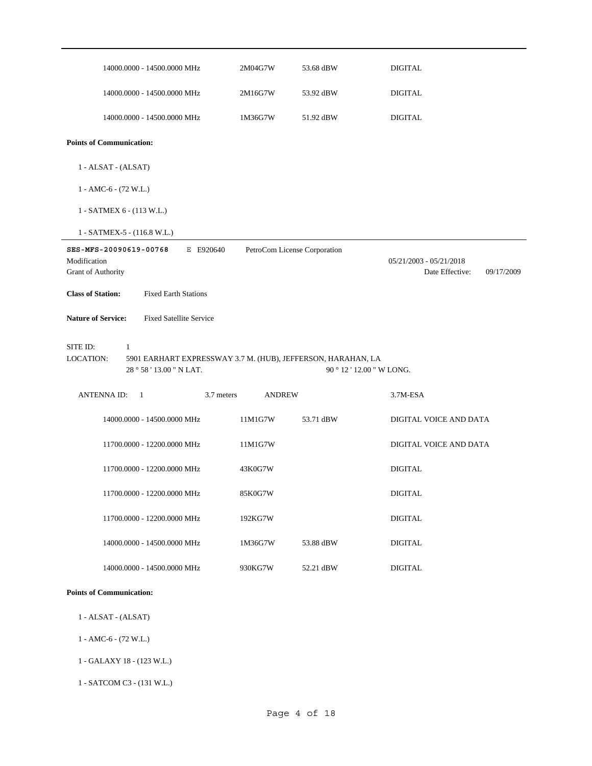| | | | |
|---|---|---|---|
| 14000.0000 - 14500.0000 MHz | 2M04G7W | 53.68 dBW | DIGITAL |
| 14000.0000 - 14500.0000 MHz | 2M16G7W | 53.92 dBW | DIGITAL |
| 14000.0000 - 14500.0000 MHz | 1M36G7W | 51.92 dBW | DIGITAL |

**Points of Communication:**

1 - ALSAT - (ALSAT)

1 - AMC-6 - (72 W.L.)

1 - SATMEX 6 - (113 W.L.)

1 - SATMEX-5 - (116.8 W.L.)

---

**SES-MFS-20090619-00768** E E920640 PetroCom License Corporation

Modification 05/21/2003 - 05/21/2018

Grant of Authority Date Effective: 09/17/2009

**Class of Station:** Fixed Earth Stations

**Nature of Service:** Fixed Satellite Service

SITE ID: 1

LOCATION: 5901 EARHART EXPRESSWAY 3.7 M. (HUB), JEFFERSON, HARAHAN, LA

28 ° 58 ' 13.00 " N LAT. 90 ° 12 ' 12.00 " W LONG.

ANTENNA ID: 1 3.7 meters ANDREW 3.7M-ESA

| | | | |
|---|---|---|---|
| 14000.0000 - 14500.0000 MHz | 11M1G7W | 53.71 dBW | DIGITAL VOICE AND DATA |
| 11700.0000 - 12200.0000 MHz | 11M1G7W | | DIGITAL VOICE AND DATA |
| 11700.0000 - 12200.0000 MHz | 43K0G7W | | DIGITAL |
| 11700.0000 - 12200.0000 MHz | 85K0G7W | | DIGITAL |
| 11700.0000 - 12200.0000 MHz | 192KG7W | | DIGITAL |
| 14000.0000 - 14500.0000 MHz | 1M36G7W | 53.88 dBW | DIGITAL |
| 14000.0000 - 14500.0000 MHz | 930KG7W | 52.21 dBW | DIGITAL |

**Points of Communication:**

1 - ALSAT - (ALSAT)

1 - AMC-6 - (72 W.L.)

1 - GALAXY 18 - (123 W.L.)

1 - SATCOM C3 - (131 W.L.)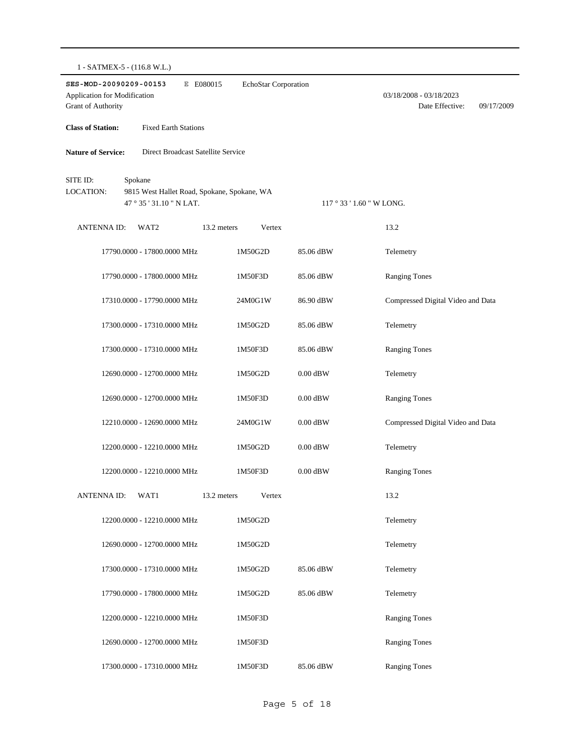1 - SATMEX-5 - (116.8 W.L.)

**SES-MOD-20090209-00153** E E080015 EchoStar Corporation

Application for Modification 03/18/2008 - 03/18/2023

Grant of Authority Date Effective: 09/17/2009

**Class of Station:** Fixed Earth Stations

**Nature of Service:** Direct Broadcast Satellite Service

SITE ID: Spokane

LOCATION: 9815 West Hallet Road, Spokane, Spokane, WA

47 ° 35 ' 31.10 " N LAT. 117 ° 33 ' 1.60 " W LONG.

ANTENNA ID: WAT2 13.2 meters Vertex 13.2

| Frequency | Emission | Power | Description |
|---|---|---|---|
| 17790.0000 - 17800.0000 MHz | 1M50G2D | 85.06 dBW | Telemetry |
| 17790.0000 - 17800.0000 MHz | 1M50F3D | 85.06 dBW | Ranging Tones |
| 17310.0000 - 17790.0000 MHz | 24M0G1W | 86.90 dBW | Compressed Digital Video and Data |
| 17300.0000 - 17310.0000 MHz | 1M50G2D | 85.06 dBW | Telemetry |
| 17300.0000 - 17310.0000 MHz | 1M50F3D | 85.06 dBW | Ranging Tones |
| 12690.0000 - 12700.0000 MHz | 1M50G2D | 0.00 dBW | Telemetry |
| 12690.0000 - 12700.0000 MHz | 1M50F3D | 0.00 dBW | Ranging Tones |
| 12210.0000 - 12690.0000 MHz | 24M0G1W | 0.00 dBW | Compressed Digital Video and Data |
| 12200.0000 - 12210.0000 MHz | 1M50G2D | 0.00 dBW | Telemetry |
| 12200.0000 - 12210.0000 MHz | 1M50F3D | 0.00 dBW | Ranging Tones |

ANTENNA ID: WAT1 13.2 meters Vertex 13.2

| Frequency | Emission | Power | Description |
|---|---|---|---|
| 12200.0000 - 12210.0000 MHz | 1M50G2D | | Telemetry |
| 12690.0000 - 12700.0000 MHz | 1M50G2D | | Telemetry |
| 17300.0000 - 17310.0000 MHz | 1M50G2D | 85.06 dBW | Telemetry |
| 17790.0000 - 17800.0000 MHz | 1M50G2D | 85.06 dBW | Telemetry |
| 12200.0000 - 12210.0000 MHz | 1M50F3D | | Ranging Tones |
| 12690.0000 - 12700.0000 MHz | 1M50F3D | | Ranging Tones |
| 17300.0000 - 17310.0000 MHz | 1M50F3D | 85.06 dBW | Ranging Tones |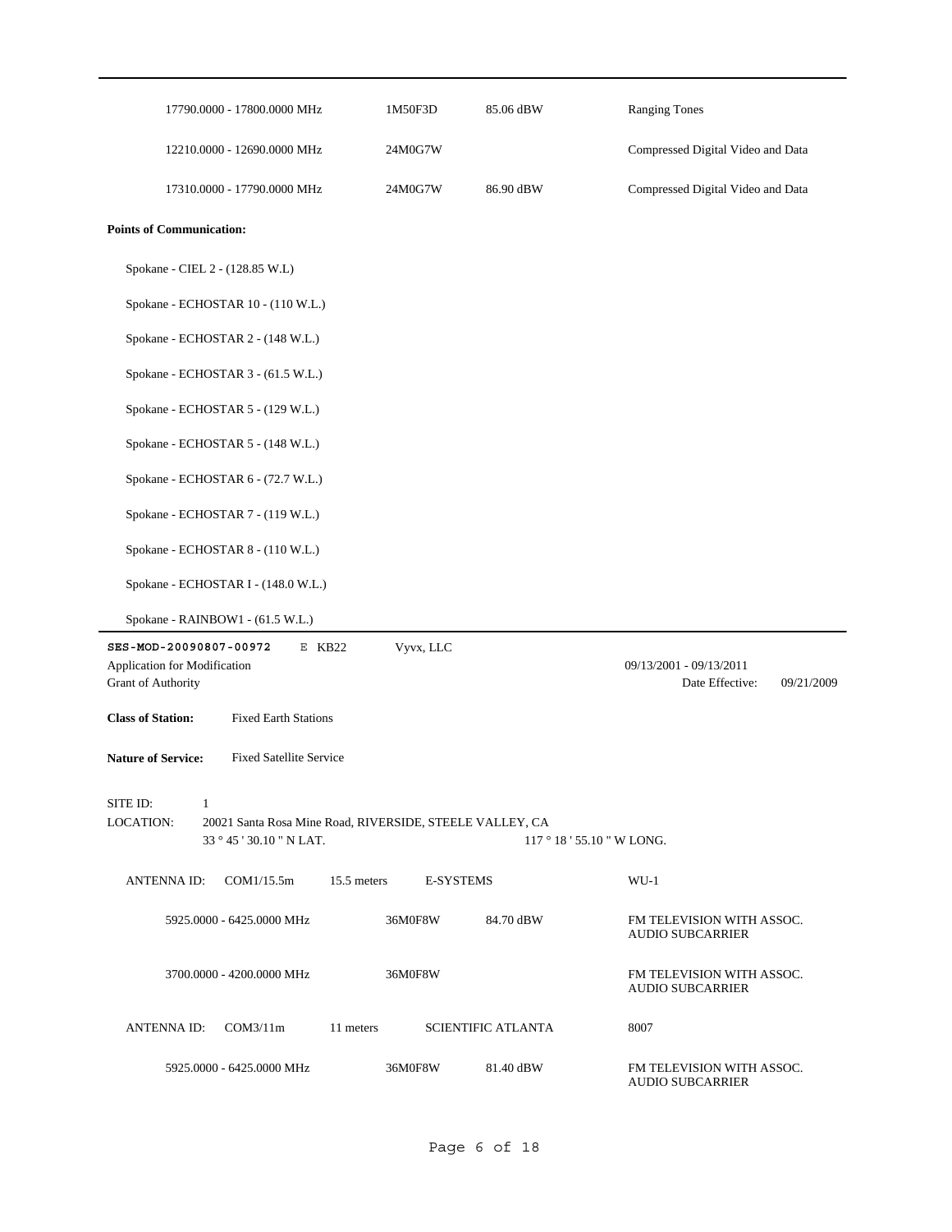| | | | |
|---|---|---|---|
| 17790.0000 - 17800.0000 MHz | 1M50F3D | 85.06 dBW | Ranging Tones |
| 12210.0000 - 12690.0000 MHz | 24M0G7W | | Compressed Digital Video and Data |
| 17310.0000 - 17790.0000 MHz | 24M0G7W | 86.90 dBW | Compressed Digital Video and Data |

**Points of Communication:**

Spokane - CIEL 2 - (128.85 W.L)

Spokane - ECHOSTAR 10 - (110 W.L.)

Spokane - ECHOSTAR 2 - (148 W.L.)

Spokane - ECHOSTAR 3 - (61.5 W.L.)

Spokane - ECHOSTAR 5 - (129 W.L.)

Spokane - ECHOSTAR 5 - (148 W.L.)

Spokane - ECHOSTAR 6 - (72.7 W.L.)

Spokane - ECHOSTAR 7 - (119 W.L.)

Spokane - ECHOSTAR 8 - (110 W.L.)

Spokane - ECHOSTAR I - (148.0 W.L.)

Spokane - RAINBOW1 - (61.5 W.L.)

---

**SES-MOD-20090807-00972** E KB22 Vyvx, LLC

Application for Modification 09/13/2001 - 09/13/2011

Grant of Authority Date Effective: 09/21/2009

**Class of Station:** Fixed Earth Stations

**Nature of Service:** Fixed Satellite Service

SITE ID: 1

LOCATION: 20021 Santa Rosa Mine Road, RIVERSIDE, STEELE VALLEY, CA

33 ° 45 ' 30.10 " N LAT. 117 ° 18 ' 55.10 " W LONG.

ANTENNA ID: COM1/15.5m 15.5 meters E-SYSTEMS WU-1

| | | | |
|---|---|---|---|
| 5925.0000 - 6425.0000 MHz | 36M0F8W | 84.70 dBW | FM TELEVISION WITH ASSOC. AUDIO SUBCARRIER |
| 3700.0000 - 4200.0000 MHz | 36M0F8W | | FM TELEVISION WITH ASSOC. AUDIO SUBCARRIER |

ANTENNA ID: COM3/11m 11 meters SCIENTIFIC ATLANTA 8007

| | | | |
|---|---|---|---|
| 5925.0000 - 6425.0000 MHz | 36M0F8W | 81.40 dBW | FM TELEVISION WITH ASSOC. AUDIO SUBCARRIER |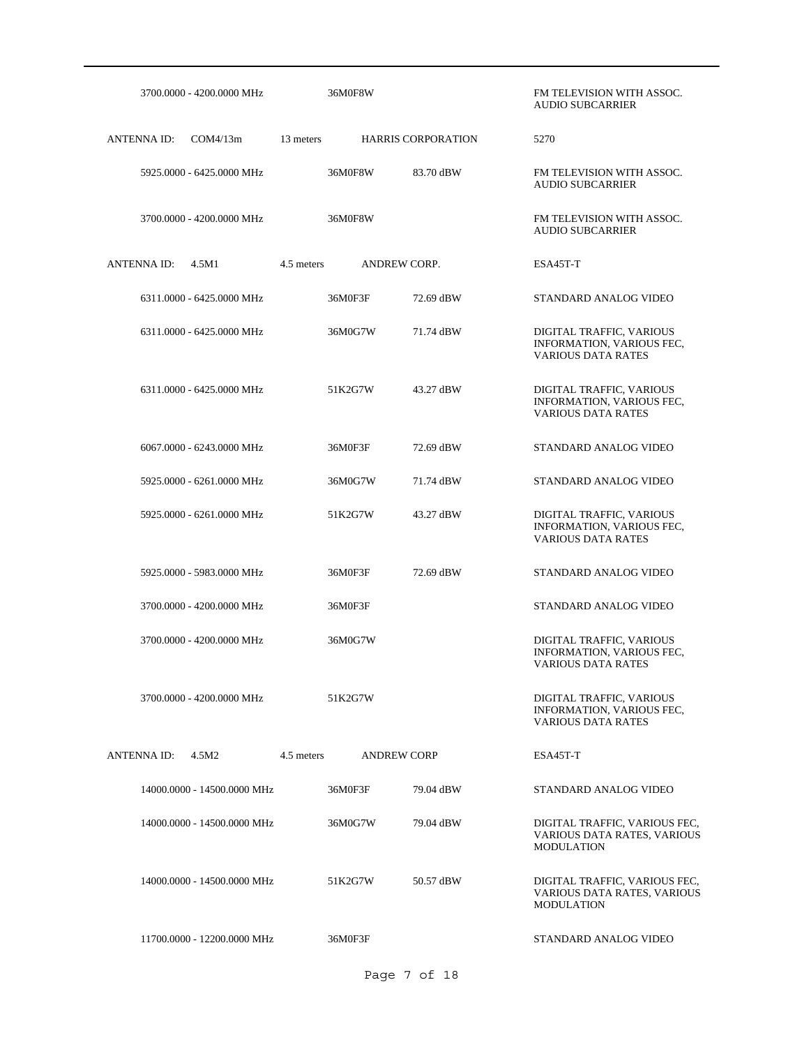| | | | |
|---|---|---|---|
| 3700.0000 - 4200.0000 MHz | 36M0F8W | | FM TELEVISION WITH ASSOC. AUDIO SUBCARRIER |
| ANTENNA ID: COM4/13m | 13 meters | HARRIS CORPORATION | 5270 |
| 5925.0000 - 6425.0000 MHz | 36M0F8W | 83.70 dBW | FM TELEVISION WITH ASSOC. AUDIO SUBCARRIER |
| 3700.0000 - 4200.0000 MHz | 36M0F8W | | FM TELEVISION WITH ASSOC. AUDIO SUBCARRIER |
| ANTENNA ID: 4.5M1 | 4.5 meters | ANDREW CORP. | ESA45T-T |
| 6311.0000 - 6425.0000 MHz | 36M0F3F | 72.69 dBW | STANDARD ANALOG VIDEO |
| 6311.0000 - 6425.0000 MHz | 36M0G7W | 71.74 dBW | DIGITAL TRAFFIC, VARIOUS INFORMATION, VARIOUS FEC, VARIOUS DATA RATES |
| 6311.0000 - 6425.0000 MHz | 51K2G7W | 43.27 dBW | DIGITAL TRAFFIC, VARIOUS INFORMATION, VARIOUS FEC, VARIOUS DATA RATES |
| 6067.0000 - 6243.0000 MHz | 36M0F3F | 72.69 dBW | STANDARD ANALOG VIDEO |
| 5925.0000 - 6261.0000 MHz | 36M0G7W | 71.74 dBW | STANDARD ANALOG VIDEO |
| 5925.0000 - 6261.0000 MHz | 51K2G7W | 43.27 dBW | DIGITAL TRAFFIC, VARIOUS INFORMATION, VARIOUS FEC, VARIOUS DATA RATES |
| 5925.0000 - 5983.0000 MHz | 36M0F3F | 72.69 dBW | STANDARD ANALOG VIDEO |
| 3700.0000 - 4200.0000 MHz | 36M0F3F | | STANDARD ANALOG VIDEO |
| 3700.0000 - 4200.0000 MHz | 36M0G7W | | DIGITAL TRAFFIC, VARIOUS INFORMATION, VARIOUS FEC, VARIOUS DATA RATES |
| 3700.0000 - 4200.0000 MHz | 51K2G7W | | DIGITAL TRAFFIC, VARIOUS INFORMATION, VARIOUS FEC, VARIOUS DATA RATES |
| ANTENNA ID: 4.5M2 | 4.5 meters | ANDREW CORP | ESA45T-T |
| 14000.0000 - 14500.0000 MHz | 36M0F3F | 79.04 dBW | STANDARD ANALOG VIDEO |
| 14000.0000 - 14500.0000 MHz | 36M0G7W | 79.04 dBW | DIGITAL TRAFFIC, VARIOUS FEC, VARIOUS DATA RATES, VARIOUS MODULATION |
| 14000.0000 - 14500.0000 MHz | 51K2G7W | 50.57 dBW | DIGITAL TRAFFIC, VARIOUS FEC, VARIOUS DATA RATES, VARIOUS MODULATION |
| 11700.0000 - 12200.0000 MHz | 36M0F3F | | STANDARD ANALOG VIDEO |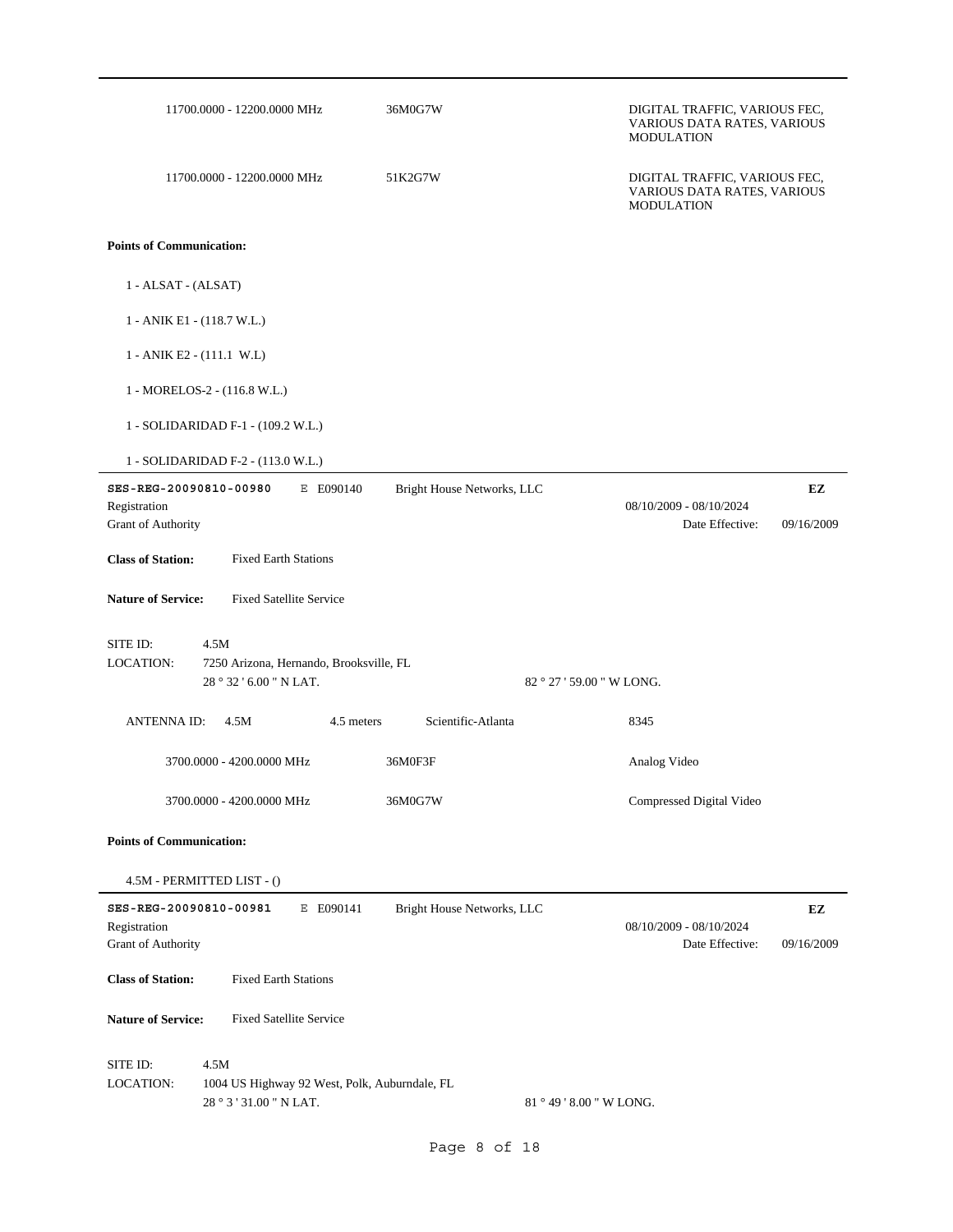| | | |
|---|---|---|
| 11700.0000 - 12200.0000 MHz | 36M0G7W | DIGITAL TRAFFIC, VARIOUS FEC, VARIOUS DATA RATES, VARIOUS MODULATION |
| 11700.0000 - 12200.0000 MHz | 51K2G7W | DIGITAL TRAFFIC, VARIOUS FEC, VARIOUS DATA RATES, VARIOUS MODULATION |

**Points of Communication:**

1 - ALSAT - (ALSAT)

1 - ANIK E1 - (118.7 W.L.)

1 - ANIK E2 - (111.1 W.L)

1 - MORELOS-2 - (116.8 W.L.)

1 - SOLIDARIDAD F-1 - (109.2 W.L.)

1 - SOLIDARIDAD F-2 - (113.0 W.L.)

---

**SES-REG-20090810-00980** E E090140 Bright House Networks, LLC **EZ**

Registration 08/10/2009 - 08/10/2024

Grant of Authority Date Effective: 09/16/2009

**Class of Station:** Fixed Earth Stations

**Nature of Service:** Fixed Satellite Service

SITE ID: 4.5M

LOCATION: 7250 Arizona, Hernando, Brooksville, FL

28 ° 32 ' 6.00 " N LAT. 82 ° 27 ' 59.00 " W LONG.

ANTENNA ID: 4.5M 4.5 meters Scientific-Atlanta 8345

| | | |
|---|---|---|
| 3700.0000 - 4200.0000 MHz | 36M0F3F | Analog Video |
| 3700.0000 - 4200.0000 MHz | 36M0G7W | Compressed Digital Video |

**Points of Communication:**

4.5M - PERMITTED LIST - ()

---

**SES-REG-20090810-00981** E E090141 Bright House Networks, LLC **EZ**

Registration 08/10/2009 - 08/10/2024

Grant of Authority Date Effective: 09/16/2009

**Class of Station:** Fixed Earth Stations

**Nature of Service:** Fixed Satellite Service

SITE ID: 4.5M

LOCATION: 1004 US Highway 92 West, Polk, Auburndale, FL

28 ° 3 ' 31.00 " N LAT. 81 ° 49 ' 8.00 " W LONG.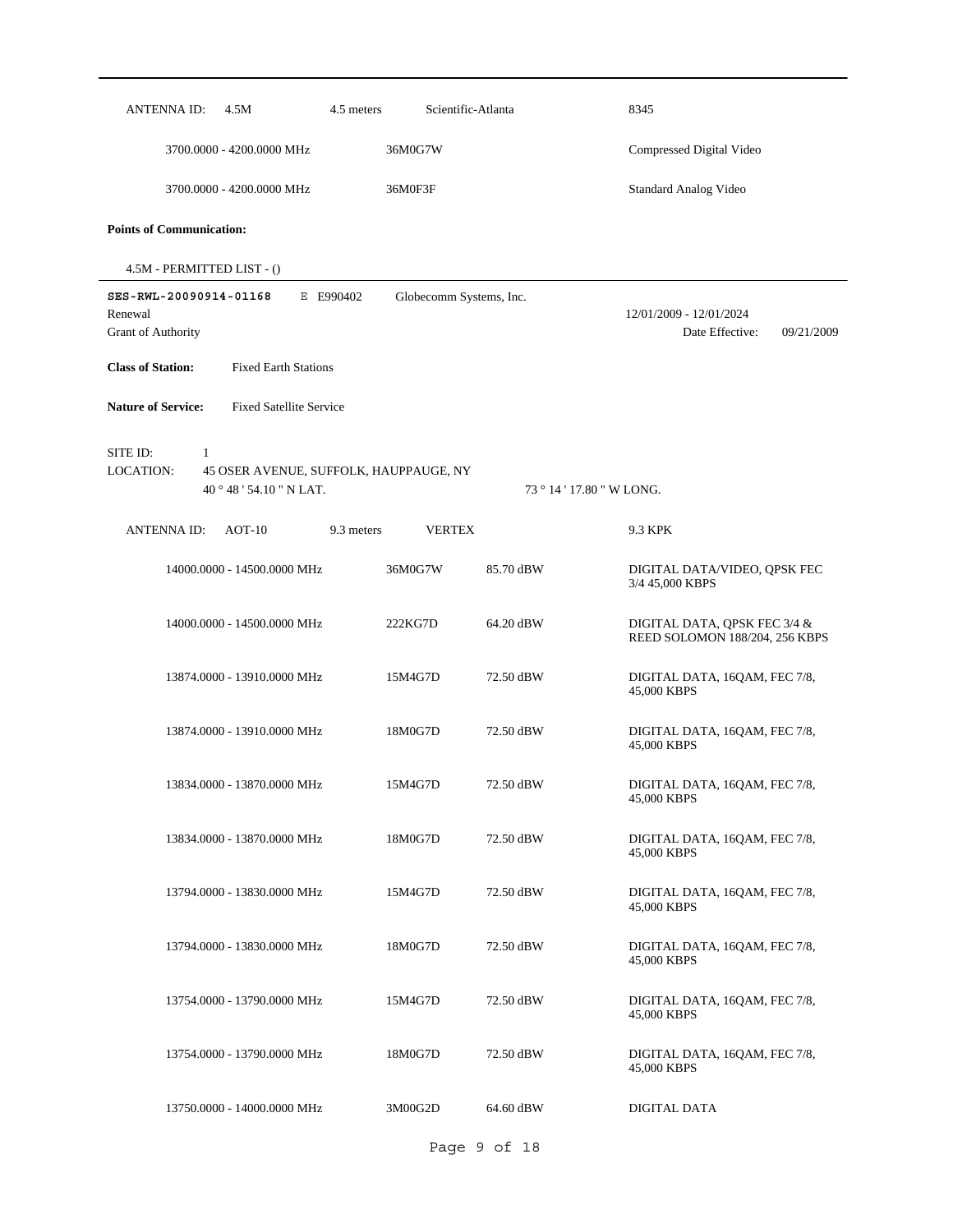ANTENNA ID: 4.5M 4.5 meters Scientific-Atlanta 8345

| Frequency | Emission | | Description |
|---|---|---|---|
| 3700.0000 - 4200.0000 MHz | 36M0G7W | | Compressed Digital Video |
| 3700.0000 - 4200.0000 MHz | 36M0F3F | | Standard Analog Video |

**Points of Communication:**

4.5M - PERMITTED LIST - ()

---

**SES-RWL-20090914-01168** E E990402 Globecomm Systems, Inc.

Renewal 12/01/2009 - 12/01/2024

Grant of Authority Date Effective: 09/21/2009

**Class of Station:** Fixed Earth Stations

**Nature of Service:** Fixed Satellite Service

SITE ID: 1

LOCATION: 45 OSER AVENUE, SUFFOLK, HAUPPAUGE, NY

40 ° 48 ' 54.10 " N LAT. 73 ° 14 ' 17.80 " W LONG.

ANTENNA ID: AOT-10 9.3 meters VERTEX 9.3 KPK

| Frequency | Emission | Power | Description |
|---|---|---|---|
| 14000.0000 - 14500.0000 MHz | 36M0G7W | 85.70 dBW | DIGITAL DATA/VIDEO, QPSK FEC 3/4 45,000 KBPS |
| 14000.0000 - 14500.0000 MHz | 222KG7D | 64.20 dBW | DIGITAL DATA, QPSK FEC 3/4 & REED SOLOMON 188/204, 256 KBPS |
| 13874.0000 - 13910.0000 MHz | 15M4G7D | 72.50 dBW | DIGITAL DATA, 16QAM, FEC 7/8, 45,000 KBPS |
| 13874.0000 - 13910.0000 MHz | 18M0G7D | 72.50 dBW | DIGITAL DATA, 16QAM, FEC 7/8, 45,000 KBPS |
| 13834.0000 - 13870.0000 MHz | 15M4G7D | 72.50 dBW | DIGITAL DATA, 16QAM, FEC 7/8, 45,000 KBPS |
| 13834.0000 - 13870.0000 MHz | 18M0G7D | 72.50 dBW | DIGITAL DATA, 16QAM, FEC 7/8, 45,000 KBPS |
| 13794.0000 - 13830.0000 MHz | 15M4G7D | 72.50 dBW | DIGITAL DATA, 16QAM, FEC 7/8, 45,000 KBPS |
| 13794.0000 - 13830.0000 MHz | 18M0G7D | 72.50 dBW | DIGITAL DATA, 16QAM, FEC 7/8, 45,000 KBPS |
| 13754.0000 - 13790.0000 MHz | 15M4G7D | 72.50 dBW | DIGITAL DATA, 16QAM, FEC 7/8, 45,000 KBPS |
| 13754.0000 - 13790.0000 MHz | 18M0G7D | 72.50 dBW | DIGITAL DATA, 16QAM, FEC 7/8, 45,000 KBPS |
| 13750.0000 - 14000.0000 MHz | 3M00G2D | 64.60 dBW | DIGITAL DATA |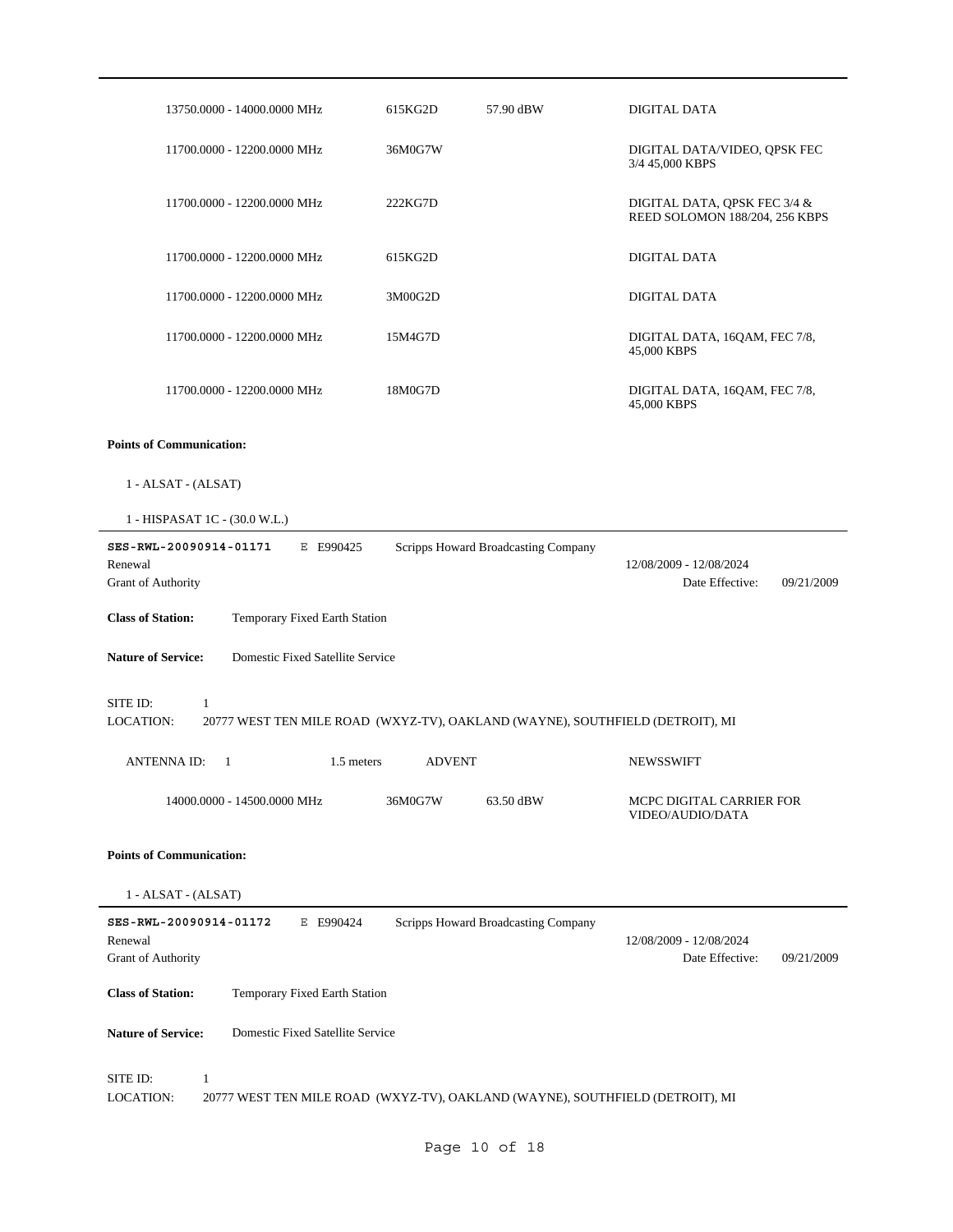| | | | |
|---|---|---|---|
| 13750.0000 - 14000.0000 MHz | 615KG2D | 57.90 dBW | DIGITAL DATA |
| 11700.0000 - 12200.0000 MHz | 36M0G7W | | DIGITAL DATA/VIDEO, QPSK FEC 3/4 45,000 KBPS |
| 11700.0000 - 12200.0000 MHz | 222KG7D | | DIGITAL DATA, QPSK FEC 3/4 & REED SOLOMON 188/204, 256 KBPS |
| 11700.0000 - 12200.0000 MHz | 615KG2D | | DIGITAL DATA |
| 11700.0000 - 12200.0000 MHz | 3M00G2D | | DIGITAL DATA |
| 11700.0000 - 12200.0000 MHz | 15M4G7D | | DIGITAL DATA, 16QAM, FEC 7/8, 45,000 KBPS |
| 11700.0000 - 12200.0000 MHz | 18M0G7D | | DIGITAL DATA, 16QAM, FEC 7/8, 45,000 KBPS |

**Points of Communication:**

1 - ALSAT - (ALSAT)

1 - HISPASAT 1C - (30.0 W.L.)

---

**SES-RWL-20090914-01171** E E990425 Scripps Howard Broadcasting Company

Renewal 12/08/2009 - 12/08/2024

Grant of Authority Date Effective: 09/21/2009

**Class of Station:** Temporary Fixed Earth Station

**Nature of Service:** Domestic Fixed Satellite Service

SITE ID: 1

LOCATION: 20777 WEST TEN MILE ROAD (WXYZ-TV), OAKLAND (WAYNE), SOUTHFIELD (DETROIT), MI

| | | | |
|---|---|---|---|
| ANTENNA ID: 1 | 1.5 meters | ADVENT | NEWSSWIFT |
| 14000.0000 - 14500.0000 MHz | 36M0G7W | 63.50 dBW | MCPC DIGITAL CARRIER FOR VIDEO/AUDIO/DATA |

**Points of Communication:**

1 - ALSAT - (ALSAT)

---

**SES-RWL-20090914-01172** E E990424 Scripps Howard Broadcasting Company

Renewal 12/08/2009 - 12/08/2024

Grant of Authority Date Effective: 09/21/2009

**Class of Station:** Temporary Fixed Earth Station

**Nature of Service:** Domestic Fixed Satellite Service

SITE ID: 1

LOCATION: 20777 WEST TEN MILE ROAD (WXYZ-TV), OAKLAND (WAYNE), SOUTHFIELD (DETROIT), MI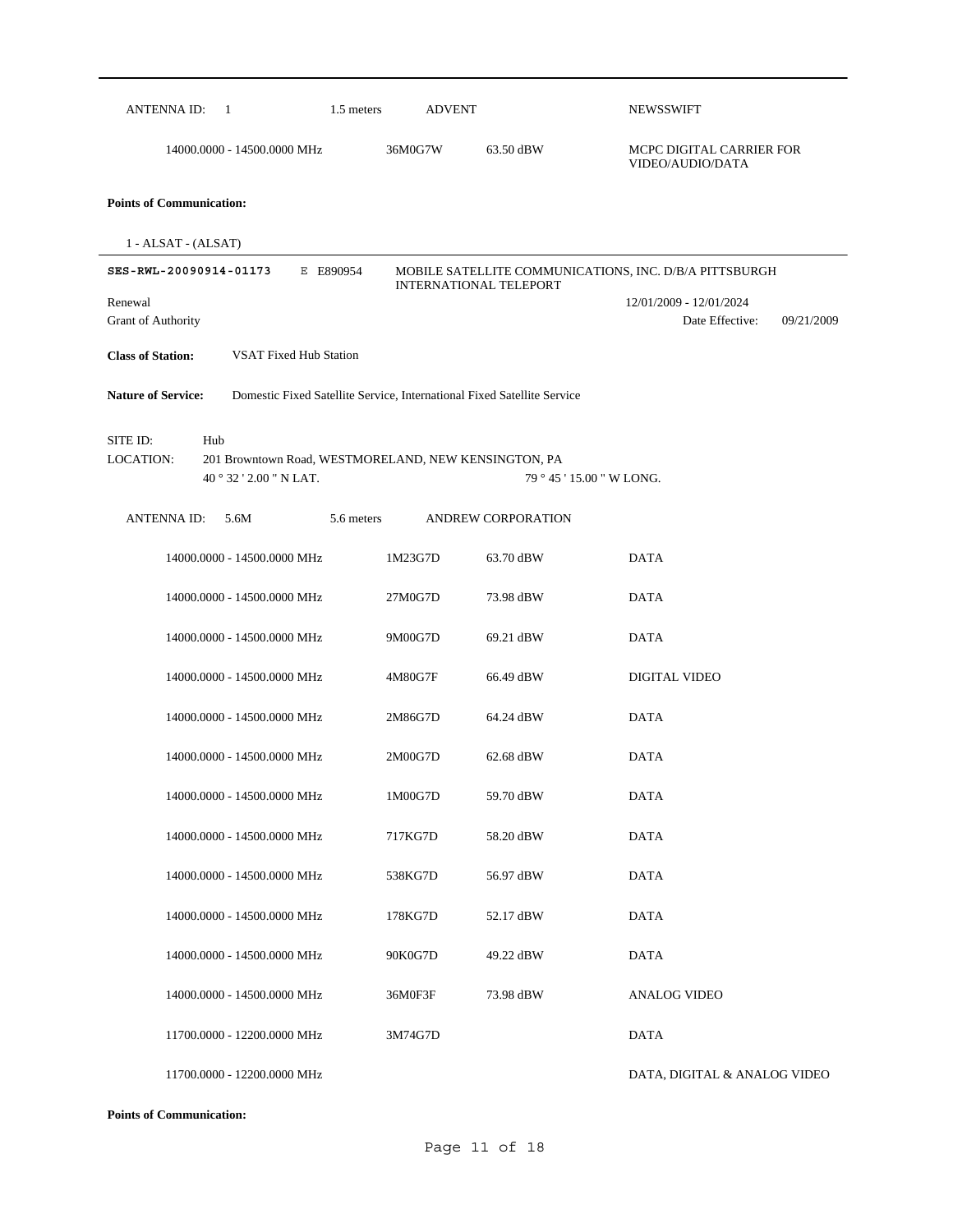| ANTENNA ID: 1 | 1.5 meters | ADVENT | | NEWSSWIFT |
|---|---|---|---|---|
| 14000.0000 - 14500.0000 MHz | | 36M0G7W | 63.50 dBW | MCPC DIGITAL CARRIER FOR VIDEO/AUDIO/DATA |

**Points of Communication:**

1 - ALSAT - (ALSAT)

---

**SES-RWL-20090914-01173** E E890954 MOBILE SATELLITE COMMUNICATIONS, INC. D/B/A PITTSBURGH INTERNATIONAL TELEPORT

Renewal 12/01/2009 - 12/01/2024

Grant of Authority Date Effective: 09/21/2009

**Class of Station:** VSAT Fixed Hub Station

**Nature of Service:** Domestic Fixed Satellite Service, International Fixed Satellite Service

SITE ID: Hub

LOCATION: 201 Browntown Road, WESTMORELAND, NEW KENSINGTON, PA

40 ° 32 ' 2.00 " N LAT. 79 ° 45 ' 15.00 " W LONG.

| ANTENNA ID: 5.6M | 5.6 meters | ANDREW CORPORATION | | |
|---|---|---|---|---|
| 14000.0000 - 14500.0000 MHz | | 1M23G7D | 63.70 dBW | DATA |
| 14000.0000 - 14500.0000 MHz | | 27M0G7D | 73.98 dBW | DATA |
| 14000.0000 - 14500.0000 MHz | | 9M00G7D | 69.21 dBW | DATA |
| 14000.0000 - 14500.0000 MHz | | 4M80G7F | 66.49 dBW | DIGITAL VIDEO |
| 14000.0000 - 14500.0000 MHz | | 2M86G7D | 64.24 dBW | DATA |
| 14000.0000 - 14500.0000 MHz | | 2M00G7D | 62.68 dBW | DATA |
| 14000.0000 - 14500.0000 MHz | | 1M00G7D | 59.70 dBW | DATA |
| 14000.0000 - 14500.0000 MHz | | 717KG7D | 58.20 dBW | DATA |
| 14000.0000 - 14500.0000 MHz | | 538KG7D | 56.97 dBW | DATA |
| 14000.0000 - 14500.0000 MHz | | 178KG7D | 52.17 dBW | DATA |
| 14000.0000 - 14500.0000 MHz | | 90K0G7D | 49.22 dBW | DATA |
| 14000.0000 - 14500.0000 MHz | | 36M0F3F | 73.98 dBW | ANALOG VIDEO |
| 11700.0000 - 12200.0000 MHz | | 3M74G7D | | DATA |
| 11700.0000 - 12200.0000 MHz | | | | DATA, DIGITAL & ANALOG VIDEO |

**Points of Communication:**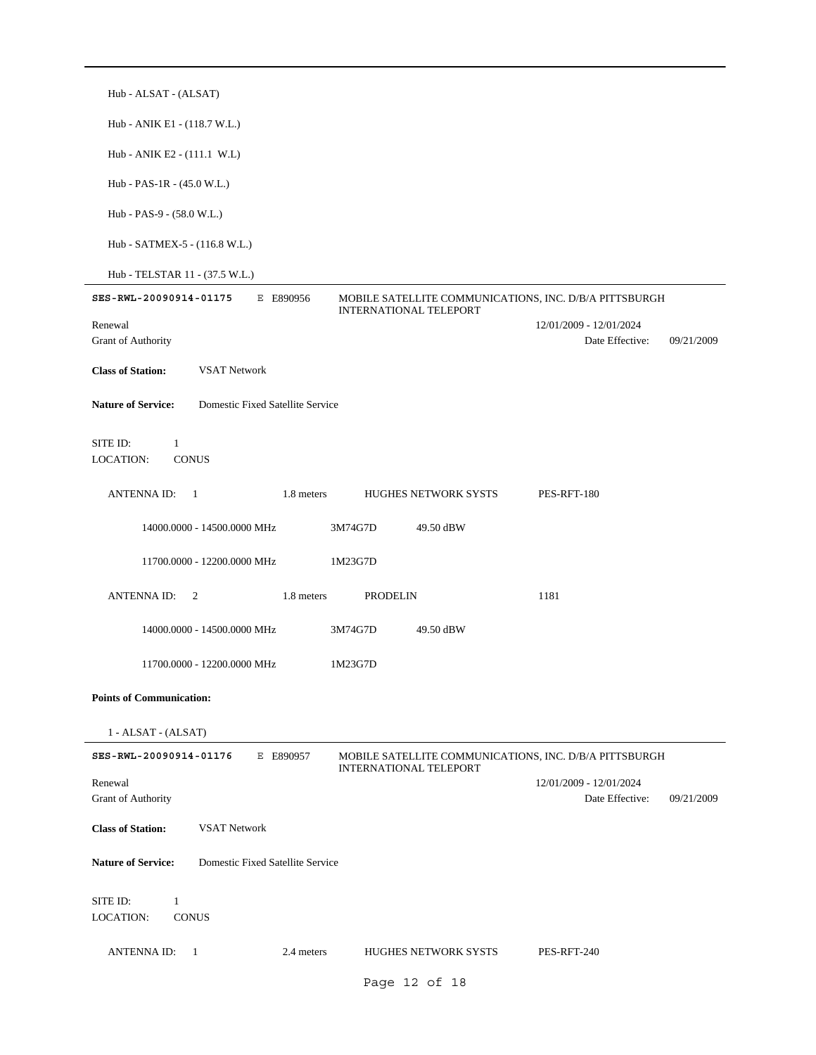Hub - ALSAT - (ALSAT)

Hub - ANIK E1 - (118.7 W.L.)

Hub - ANIK E2 - (111.1 W.L)

Hub - PAS-1R - (45.0 W.L.)

Hub - PAS-9 - (58.0 W.L.)

Hub - SATMEX-5 - (116.8 W.L.)

Hub - TELSTAR 11 - (37.5 W.L.)

---

**SES-RWL-20090914-01175** E E890956 MOBILE SATELLITE COMMUNICATIONS, INC. D/B/A PITTSBURGH INTERNATIONAL TELEPORT

Renewal 12/01/2009 - 12/01/2024

Grant of Authority Date Effective: 09/21/2009

**Class of Station:** VSAT Network

**Nature of Service:** Domestic Fixed Satellite Service

SITE ID: 1
LOCATION: CONUS

ANTENNA ID: 1 1.8 meters HUGHES NETWORK SYSTS PES-RFT-180

14000.0000 - 14500.0000 MHz 3M74G7D 49.50 dBW

11700.0000 - 12200.0000 MHz 1M23G7D

ANTENNA ID: 2 1.8 meters PRODELIN 1181

14000.0000 - 14500.0000 MHz 3M74G7D 49.50 dBW

11700.0000 - 12200.0000 MHz 1M23G7D

**Points of Communication:**

1 - ALSAT - (ALSAT)

---

**SES-RWL-20090914-01176** E E890957 MOBILE SATELLITE COMMUNICATIONS, INC. D/B/A PITTSBURGH INTERNATIONAL TELEPORT

Renewal 12/01/2009 - 12/01/2024

Grant of Authority Date Effective: 09/21/2009

**Class of Station:** VSAT Network

**Nature of Service:** Domestic Fixed Satellite Service

SITE ID: 1
LOCATION: CONUS

ANTENNA ID: 1 2.4 meters HUGHES NETWORK SYSTS PES-RFT-240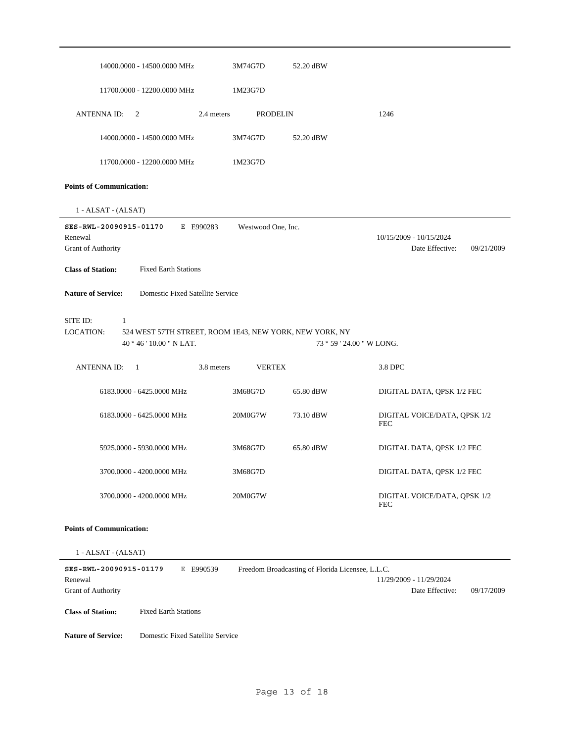| | | | |
|---|---|---|---|
| 14000.0000 - 14500.0000 MHz | 3M74G7D | 52.20 dBW | |
| 11700.0000 - 12200.0000 MHz | 1M23G7D | | |

ANTENNA ID: 2 &nbsp;&nbsp; 2.4 meters &nbsp;&nbsp; PRODELIN &nbsp;&nbsp; 1246

| | | | |
|---|---|---|---|
| 14000.0000 - 14500.0000 MHz | 3M74G7D | 52.20 dBW | |
| 11700.0000 - 12200.0000 MHz | 1M23G7D | | |

**Points of Communication:**

1 - ALSAT - (ALSAT)

---

**SES-RWL-20090915-01170** &nbsp;&nbsp; E E990283 &nbsp;&nbsp; Westwood One, Inc.

Renewal &nbsp;&nbsp; 10/15/2009 - 10/15/2024

Grant of Authority &nbsp;&nbsp; Date Effective: 09/21/2009

**Class of Station:** Fixed Earth Stations

**Nature of Service:** Domestic Fixed Satellite Service

SITE ID: 1

LOCATION: 524 WEST 57TH STREET, ROOM 1E43, NEW YORK, NEW YORK, NY

40 ° 46 ' 10.00 " N LAT. &nbsp;&nbsp; 73 ° 59 ' 24.00 " W LONG.

ANTENNA ID: 1 &nbsp;&nbsp; 3.8 meters &nbsp;&nbsp; VERTEX &nbsp;&nbsp; 3.8 DPC

| | | | |
|---|---|---|---|
| 6183.0000 - 6425.0000 MHz | 3M68G7D | 65.80 dBW | DIGITAL DATA, QPSK 1/2 FEC |
| 6183.0000 - 6425.0000 MHz | 20M0G7W | 73.10 dBW | DIGITAL VOICE/DATA, QPSK 1/2 FEC |
| 5925.0000 - 5930.0000 MHz | 3M68G7D | 65.80 dBW | DIGITAL DATA, QPSK 1/2 FEC |
| 3700.0000 - 4200.0000 MHz | 3M68G7D | | DIGITAL DATA, QPSK 1/2 FEC |
| 3700.0000 - 4200.0000 MHz | 20M0G7W | | DIGITAL VOICE/DATA, QPSK 1/2 FEC |

**Points of Communication:**

1 - ALSAT - (ALSAT)

---

**SES-RWL-20090915-01179** &nbsp;&nbsp; E E990539 &nbsp;&nbsp; Freedom Broadcasting of Florida Licensee, L.L.C.

Renewal &nbsp;&nbsp; 11/29/2009 - 11/29/2024

Grant of Authority &nbsp;&nbsp; Date Effective: 09/17/2009

**Class of Station:** Fixed Earth Stations

**Nature of Service:** Domestic Fixed Satellite Service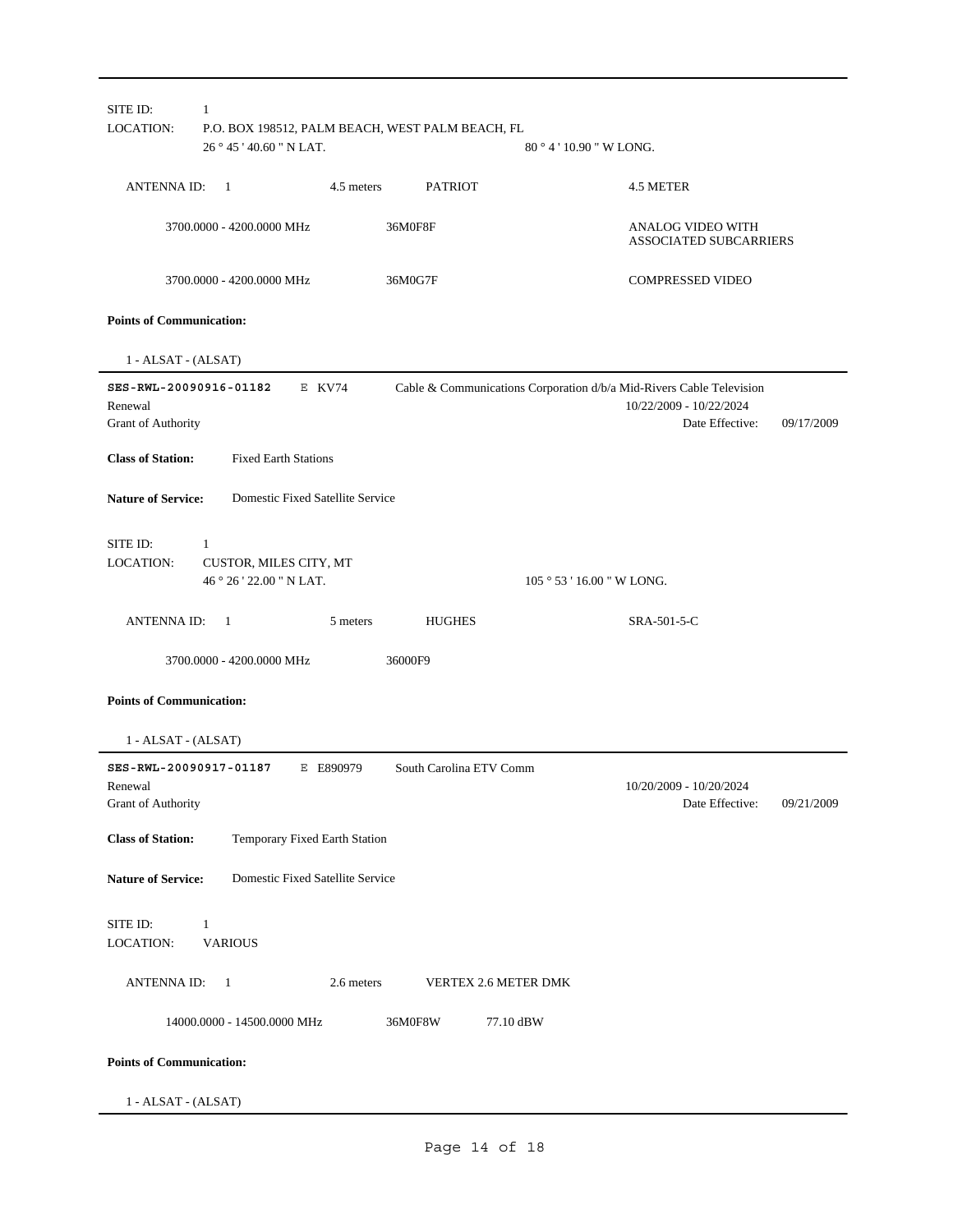SITE ID: 1

LOCATION: P.O. BOX 198512, PALM BEACH, WEST PALM BEACH, FL

26 ° 45 ' 40.60 " N LAT. 80 ° 4 ' 10.90 " W LONG.

ANTENNA ID: 1 4.5 meters PATRIOT 4.5 METER

3700.0000 - 4200.0000 MHz 36M0F8F ANALOG VIDEO WITH ASSOCIATED SUBCARRIERS

3700.0000 - 4200.0000 MHz 36M0G7F COMPRESSED VIDEO

**Points of Communication:**

1 - ALSAT - (ALSAT)

---

**SES-RWL-20090916-01182** E KV74 Cable & Communications Corporation d/b/a Mid-Rivers Cable Television

Renewal 10/22/2009 - 10/22/2024

Grant of Authority Date Effective: 09/17/2009

**Class of Station:** Fixed Earth Stations

**Nature of Service:** Domestic Fixed Satellite Service

SITE ID: 1

LOCATION: CUSTOR, MILES CITY, MT

46 ° 26 ' 22.00 " N LAT. 105 ° 53 ' 16.00 " W LONG.

ANTENNA ID: 1 5 meters HUGHES SRA-501-5-C

3700.0000 - 4200.0000 MHz 36000F9

**Points of Communication:**

1 - ALSAT - (ALSAT)

---

**SES-RWL-20090917-01187** E E890979 South Carolina ETV Comm

Renewal 10/20/2009 - 10/20/2024

Grant of Authority Date Effective: 09/21/2009

**Class of Station:** Temporary Fixed Earth Station

**Nature of Service:** Domestic Fixed Satellite Service

SITE ID: 1

LOCATION: VARIOUS

ANTENNA ID: 1 2.6 meters VERTEX 2.6 METER DMK

14000.0000 - 14500.0000 MHz 36M0F8W 77.10 dBW

**Points of Communication:**

1 - ALSAT - (ALSAT)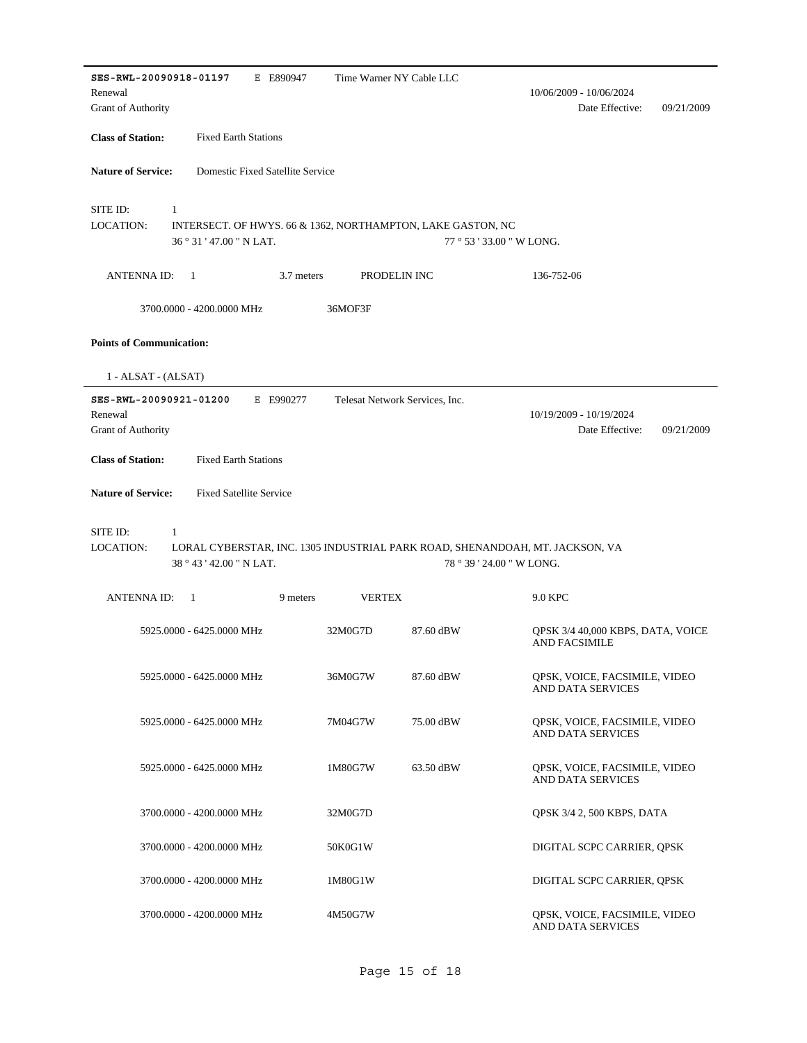**SES-RWL-20090918-01197** E E890947 Time Warner NY Cable LLC

Renewal 10/06/2009 - 10/06/2024

Grant of Authority Date Effective: 09/21/2009

**Class of Station:** Fixed Earth Stations

**Nature of Service:** Domestic Fixed Satellite Service

SITE ID: 1

LOCATION: INTERSECT. OF HWYS. 66 & 1362, NORTHAMPTON, LAKE GASTON, NC

36 ° 31 ' 47.00 " N LAT. 77 ° 53 ' 33.00 " W LONG.

| ANTENNA ID: 1 | 3.7 meters | PRODELIN INC | 136-752-06 |
|---|---|---|---|
| 3700.0000 - 4200.0000 MHz | 36MOF3F | | |

**Points of Communication:**

1 - ALSAT - (ALSAT)

---

**SES-RWL-20090921-01200** E E990277 Telesat Network Services, Inc.

Renewal 10/19/2009 - 10/19/2024

Grant of Authority Date Effective: 09/21/2009

**Class of Station:** Fixed Earth Stations

**Nature of Service:** Fixed Satellite Service

SITE ID: 1

LOCATION: LORAL CYBERSTAR, INC. 1305 INDUSTRIAL PARK ROAD, SHENANDOAH, MT. JACKSON, VA

38 ° 43 ' 42.00 " N LAT. 78 ° 39 ' 24.00 " W LONG.

| ANTENNA ID: 1 | 9 meters | VERTEX | 9.0 KPC |
|---|---|---|---|
| 5925.0000 - 6425.0000 MHz | 32M0G7D | 87.60 dBW | QPSK 3/4 40,000 KBPS, DATA, VOICE AND FACSIMILE |
| 5925.0000 - 6425.0000 MHz | 36M0G7W | 87.60 dBW | QPSK, VOICE, FACSIMILE, VIDEO AND DATA SERVICES |
| 5925.0000 - 6425.0000 MHz | 7M04G7W | 75.00 dBW | QPSK, VOICE, FACSIMILE, VIDEO AND DATA SERVICES |
| 5925.0000 - 6425.0000 MHz | 1M80G7W | 63.50 dBW | QPSK, VOICE, FACSIMILE, VIDEO AND DATA SERVICES |
| 3700.0000 - 4200.0000 MHz | 32M0G7D | | QPSK 3/4 2, 500 KBPS, DATA |
| 3700.0000 - 4200.0000 MHz | 50K0G1W | | DIGITAL SCPC CARRIER, QPSK |
| 3700.0000 - 4200.0000 MHz | 1M80G1W | | DIGITAL SCPC CARRIER, QPSK |
| 3700.0000 - 4200.0000 MHz | 4M50G7W | | QPSK, VOICE, FACSIMILE, VIDEO AND DATA SERVICES |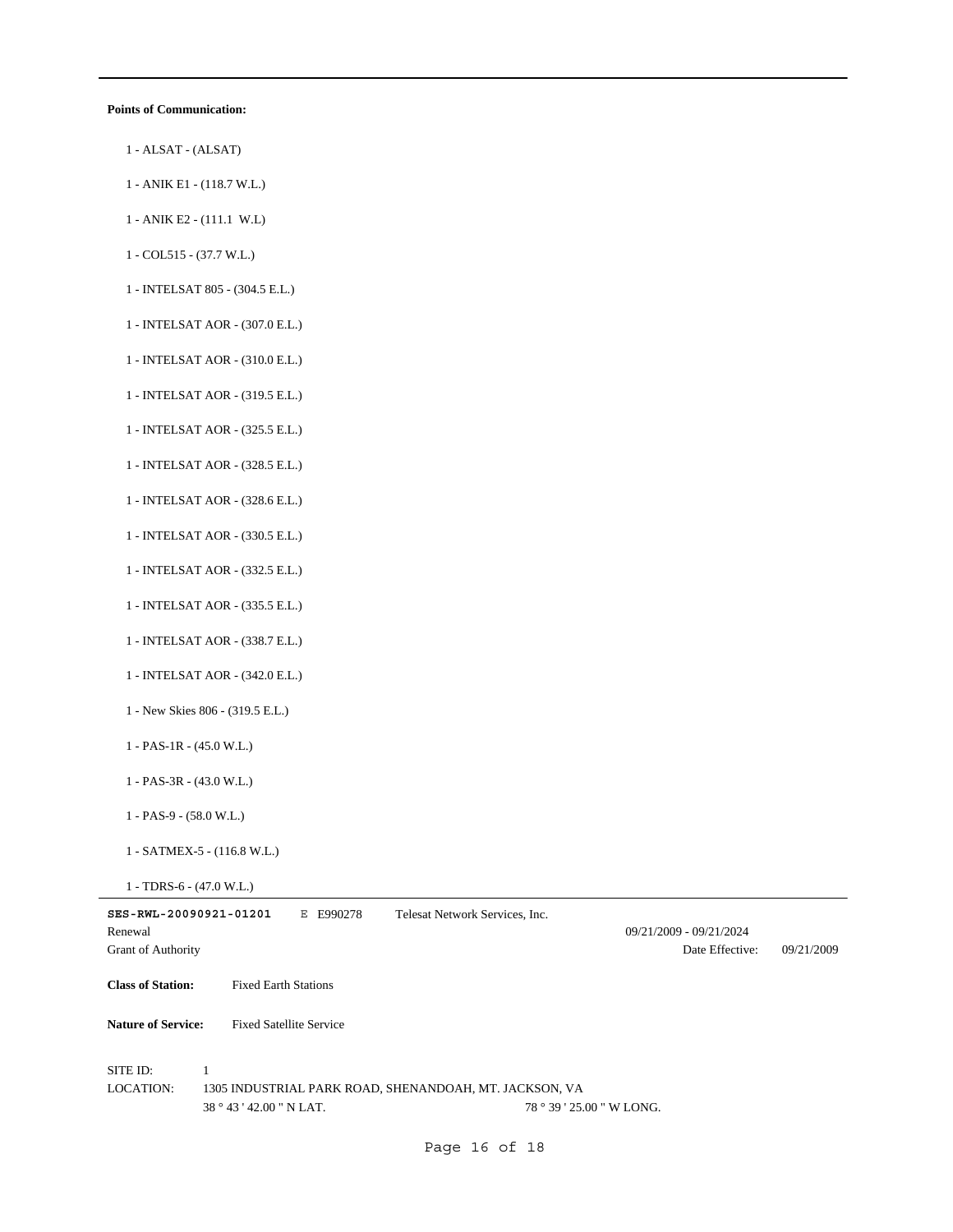**Points of Communication:**

1 - ALSAT - (ALSAT)

1 - ANIK E1 - (118.7 W.L.)

1 - ANIK E2 - (111.1 W.L)

1 - COL515 - (37.7 W.L.)

1 - INTELSAT 805 - (304.5 E.L.)

1 - INTELSAT AOR - (307.0 E.L.)

1 - INTELSAT AOR - (310.0 E.L.)

1 - INTELSAT AOR - (319.5 E.L.)

1 - INTELSAT AOR - (325.5 E.L.)

1 - INTELSAT AOR - (328.5 E.L.)

1 - INTELSAT AOR - (328.6 E.L.)

1 - INTELSAT AOR - (330.5 E.L.)

1 - INTELSAT AOR - (332.5 E.L.)

1 - INTELSAT AOR - (335.5 E.L.)

1 - INTELSAT AOR - (338.7 E.L.)

1 - INTELSAT AOR - (342.0 E.L.)

1 - New Skies 806 - (319.5 E.L.)

1 - PAS-1R - (45.0 W.L.)

1 - PAS-3R - (43.0 W.L.)

1 - PAS-9 - (58.0 W.L.)

1 - SATMEX-5 - (116.8 W.L.)

1 - TDRS-6 - (47.0 W.L.)

---

**SES-RWL-20090921-01201** E E990278 Telesat Network Services, Inc.

Renewal 09/21/2009 - 09/21/2024

Grant of Authority Date Effective: 09/21/2009

**Class of Station:** Fixed Earth Stations

**Nature of Service:** Fixed Satellite Service

SITE ID: 1

LOCATION: 1305 INDUSTRIAL PARK ROAD, SHENANDOAH, MT. JACKSON, VA

38 ° 43 ' 42.00 " N LAT. 78 ° 39 ' 25.00 " W LONG.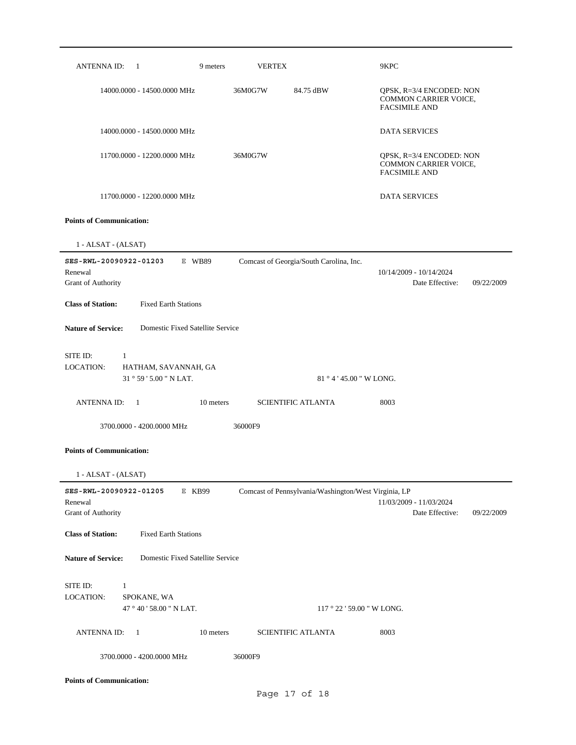| ANTENNA ID: 1 | 9 meters | VERTEX | | 9KPC |
|---|---|---|---|---|
| 14000.0000 - 14500.0000 MHz | | 36M0G7W | 84.75 dBW | QPSK, R=3/4 ENCODED: NON COMMON CARRIER VOICE, FACSIMILE AND |
| 14000.0000 - 14500.0000 MHz | | | | DATA SERVICES |
| 11700.0000 - 12200.0000 MHz | | 36M0G7W | | QPSK, R=3/4 ENCODED: NON COMMON CARRIER VOICE, FACSIMILE AND |
| 11700.0000 - 12200.0000 MHz | | | | DATA SERVICES |

**Points of Communication:**

1 - ALSAT - (ALSAT)

---

**SES-RWL-20090922-01203** E WB89 Comcast of Georgia/South Carolina, Inc.

Renewal 10/14/2009 - 10/14/2024

Grant of Authority Date Effective: 09/22/2009

**Class of Station:** Fixed Earth Stations

**Nature of Service:** Domestic Fixed Satellite Service

SITE ID: 1

LOCATION: HATHAM, SAVANNAH, GA

31 ° 59 ' 5.00 " N LAT. 81 ° 4 ' 45.00 " W LONG.

| ANTENNA ID: 1 | 10 meters | SCIENTIFIC ATLANTA | 8003 |
|---|---|---|---|
| 3700.0000 - 4200.0000 MHz | | 36000F9 | |

**Points of Communication:**

1 - ALSAT - (ALSAT)

---

**SES-RWL-20090922-01205** E KB99 Comcast of Pennsylvania/Washington/West Virginia, LP

Renewal 11/03/2009 - 11/03/2024

Grant of Authority Date Effective: 09/22/2009

**Class of Station:** Fixed Earth Stations

**Nature of Service:** Domestic Fixed Satellite Service

SITE ID: 1

LOCATION: SPOKANE, WA

47 ° 40 ' 58.00 " N LAT. 117 ° 22 ' 59.00 " W LONG.

| ANTENNA ID: 1 | 10 meters | SCIENTIFIC ATLANTA | 8003 |
|---|---|---|---|
| 3700.0000 - 4200.0000 MHz | | 36000F9 | |

**Points of Communication:**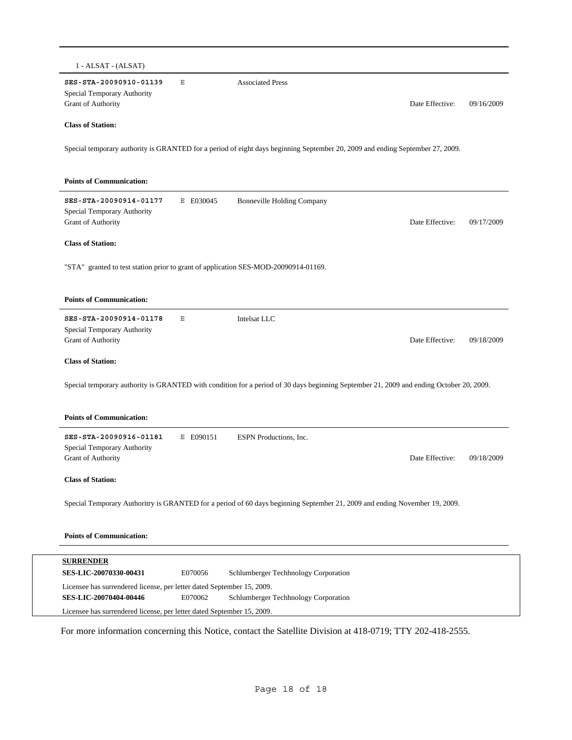1 - ALSAT - (ALSAT)

**SES-STA-20090910-01139** E Associated Press

Special Temporary Authority

Grant of Authority Date Effective: 09/16/2009

**Class of Station:**

Special temporary authority is GRANTED for a period of eight days beginning September 20, 2009 and ending September 27, 2009.

**Points of Communication:**

---

**SES-STA-20090914-01177** E E030045 Bonneville Holding Company

Special Temporary Authority

Grant of Authority Date Effective: 09/17/2009

**Class of Station:**

"STA" granted to test station prior to grant of application SES-MOD-20090914-01169.

**Points of Communication:**

---

**SES-STA-20090914-01178** E Intelsat LLC

Special Temporary Authority

Grant of Authority Date Effective: 09/18/2009

**Class of Station:**

Special temporary authority is GRANTED with condition for a period of 30 days beginning September 21, 2009 and ending October 20, 2009.

**Points of Communication:**

---

**SES-STA-20090916-01181** E E090151 ESPN Productions, Inc.

Special Temporary Authority

Grant of Authority Date Effective: 09/18/2009

**Class of Station:**

Special Temporary Authoritry is GRANTED for a period of 60 days beginning September 21, 2009 and ending November 19, 2009.

**Points of Communication:**

---

**SURRENDER**

**SES-LIC-20070330-00431** E070056 Schlumberger Techhnology Corporation

Licensee has surrendered license, per letter dated September 15, 2009.

**SES-LIC-20070404-00446** E070062 Schlumberger Techhnology Corporation

Licensee has surrendered license, per letter dated September 15, 2009.

For more information concerning this Notice, contact the Satellite Division at 418-0719; TTY 202-418-2555.